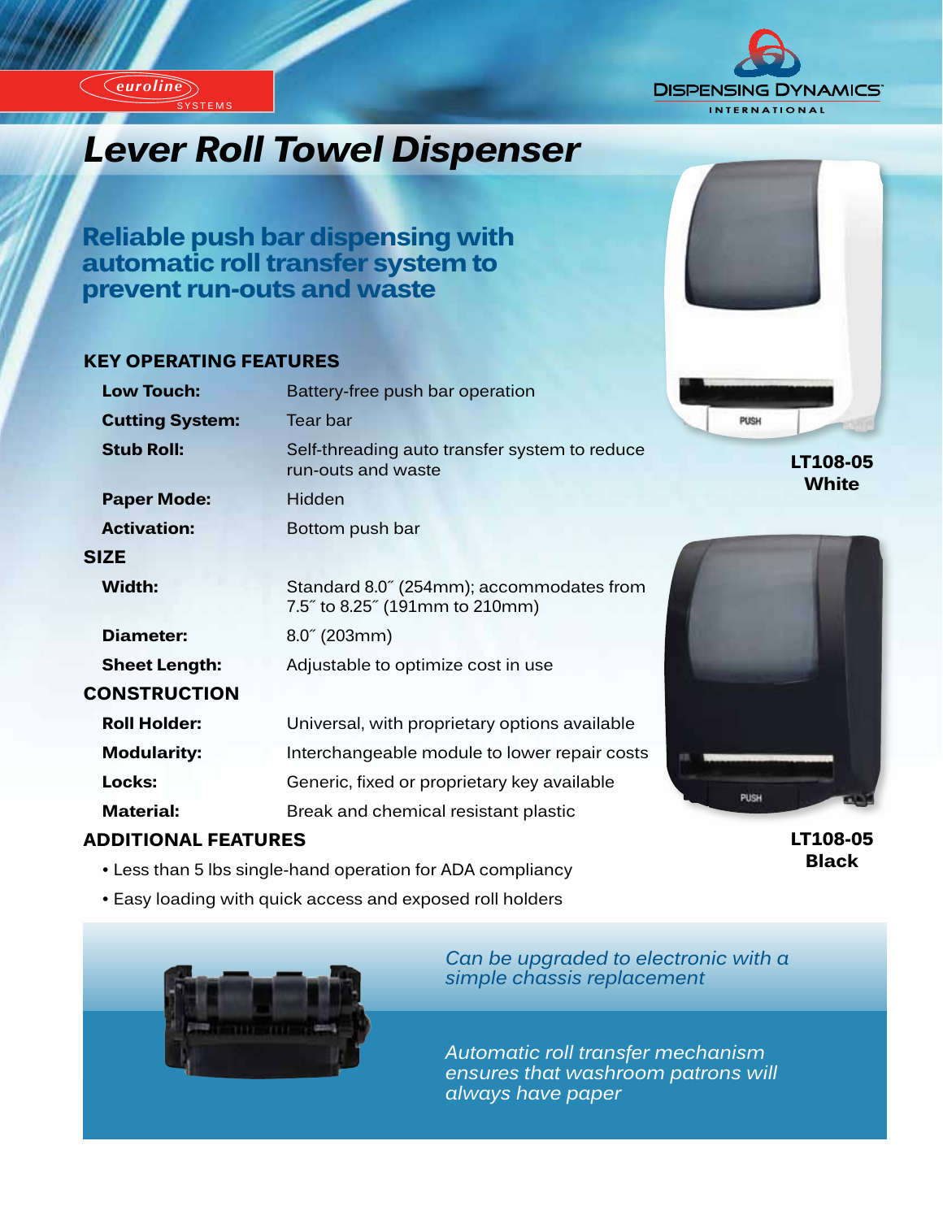euroline SYSTEMS

DISPENSING DYNAMICS INTERNATIONAL

# Lever Roll Towel Dispenser

## Reliable push bar dispensing with automatic roll transfer system to prevent run-outs and waste

### KEY OPERATING FEATURES

| | |
|---|---|
| **Low Touch:** | Battery-free push bar operation |
| **Cutting System:** | Tear bar |
| **Stub Roll:** | Self-threading auto transfer system to reduce run-outs and waste |
| **Paper Mode:** | Hidden |
| **Activation:** | Bottom push bar |

### SIZE

| | |
|---|---|
| **Width:** | Standard 8.0˝ (254mm); accommodates from 7.5˝ to 8.25˝ (191mm to 210mm) |
| **Diameter:** | 8.0˝ (203mm) |
| **Sheet Length:** | Adjustable to optimize cost in use |

### CONSTRUCTION

| | |
|---|---|
| **Roll Holder:** | Universal, with proprietary options available |
| **Modularity:** | Interchangeable module to lower repair costs |
| **Locks:** | Generic, fixed or proprietary key available |
| **Material:** | Break and chemical resistant plastic |

### ADDITIONAL FEATURES

- Less than 5 lbs single-hand operation for ADA compliancy
- Easy loading with quick access and exposed roll holders

**LT108-05 White**

**LT108-05 Black**

*Can be upgraded to electronic with a simple chassis replacement*

*Automatic roll transfer mechanism ensures that washroom patrons will always have paper*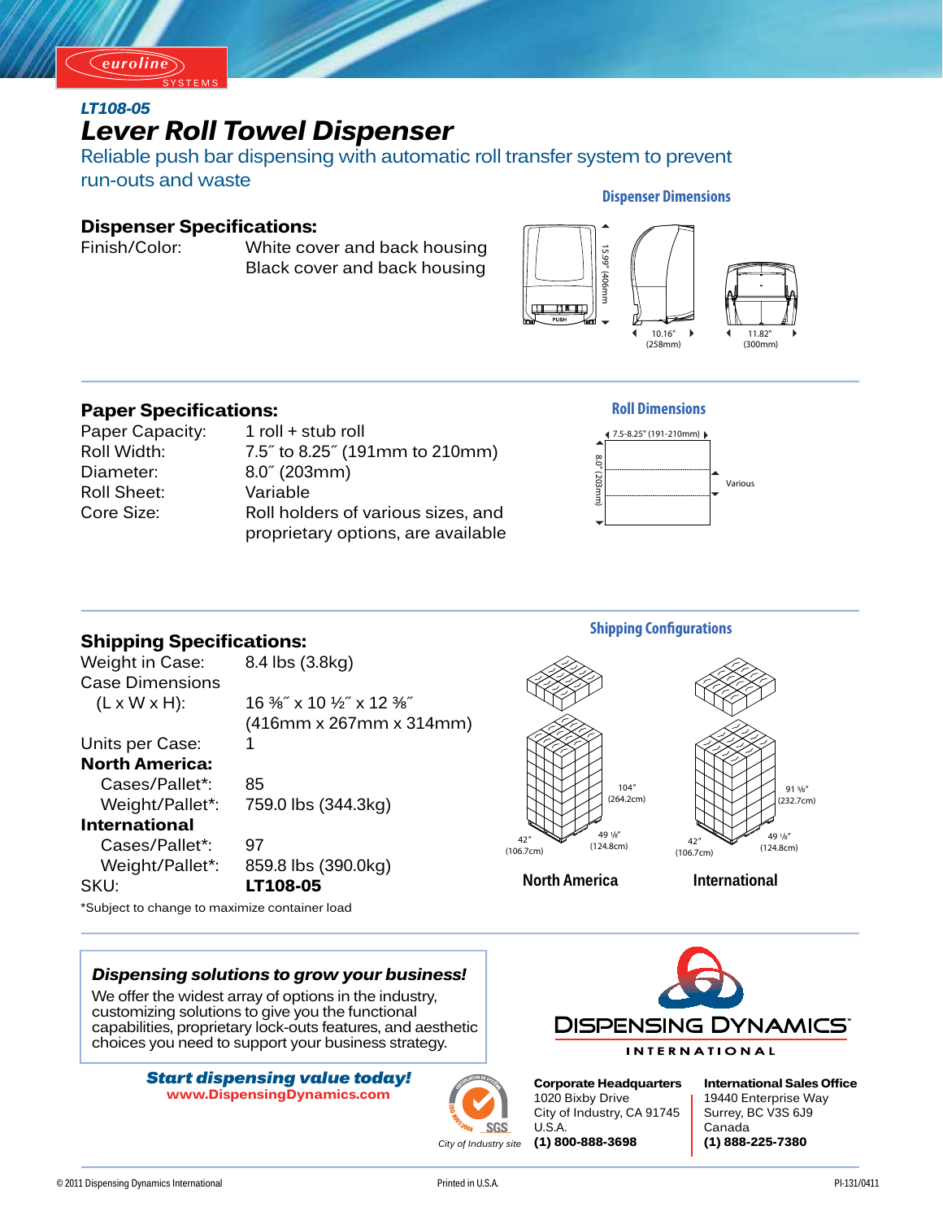euroline SYSTEMS

***LT108-05***

# *Lever Roll Towel Dispenser*

Reliable push bar dispensing with automatic roll transfer system to prevent run-outs and waste

## Dispenser Specifications:

| | |
|---|---|
| Finish/Color: | White cover and back housing<br>Black cover and back housing |

**Dispenser Dimensions**

15.99" (406mm)
PUSH
10.16" (258mm)
11.82" (300mm)

## Paper Specifications:

| | |
|---|---|
| Paper Capacity: | 1 roll + stub roll |
| Roll Width: | 7.5˝ to 8.25˝ (191mm to 210mm) |
| Diameter: | 8.0˝ (203mm) |
| Roll Sheet: | Variable |
| Core Size: | Roll holders of various sizes, and proprietary options, are available |

**Roll Dimensions**

7.5-8.25" (191-210mm)
8.0" (203mm)
Various

## Shipping Specifications:

| | |
|---|---|
| Weight in Case: | 8.4 lbs (3.8kg) |
| Case Dimensions (L x W x H): | 16 ⅜˝ x 10 ½˝ x 12 ⅜˝ (416mm x 267mm x 314mm) |
| Units per Case: | 1 |
| **North America:** | |
| Cases/Pallet*: | 85 |
| Weight/Pallet*: | 759.0 lbs (344.3kg) |
| **International** | |
| Cases/Pallet*: | 97 |
| Weight/Pallet*: | 859.8 lbs (390.0kg) |
| SKU: | **LT108-05** |

*Subject to change to maximize container load

**Shipping Configurations**

104" (264.2cm)
42" (106.7cm)
49 ⅛" (124.8cm)
**North America**

91 ⅝" (232.7cm)
42" (106.7cm)
49 ⅛" (124.8cm)
**International**

***Dispensing solutions to grow your business!***

We offer the widest array of options in the industry, customizing solutions to give you the functional capabilities, proprietary lock-outs features, and aesthetic choices you need to support your business strategy.

***Start dispensing value today!***
**www.DispensingDynamics.com**

SGS
*City of Industry site*

DISPENSING DYNAMICS INTERNATIONAL

**Corporate Headquarters**
1020 Bixby Drive
City of Industry, CA 91745
U.S.A.
**(1) 800-888-3698**

**International Sales Office**
19440 Enterprise Way
Surrey, BC V3S 6J9
Canada
**(1) 888-225-7380**

© 2011 Dispensing Dynamics International
Printed in U.S.A.
PI-131/0411